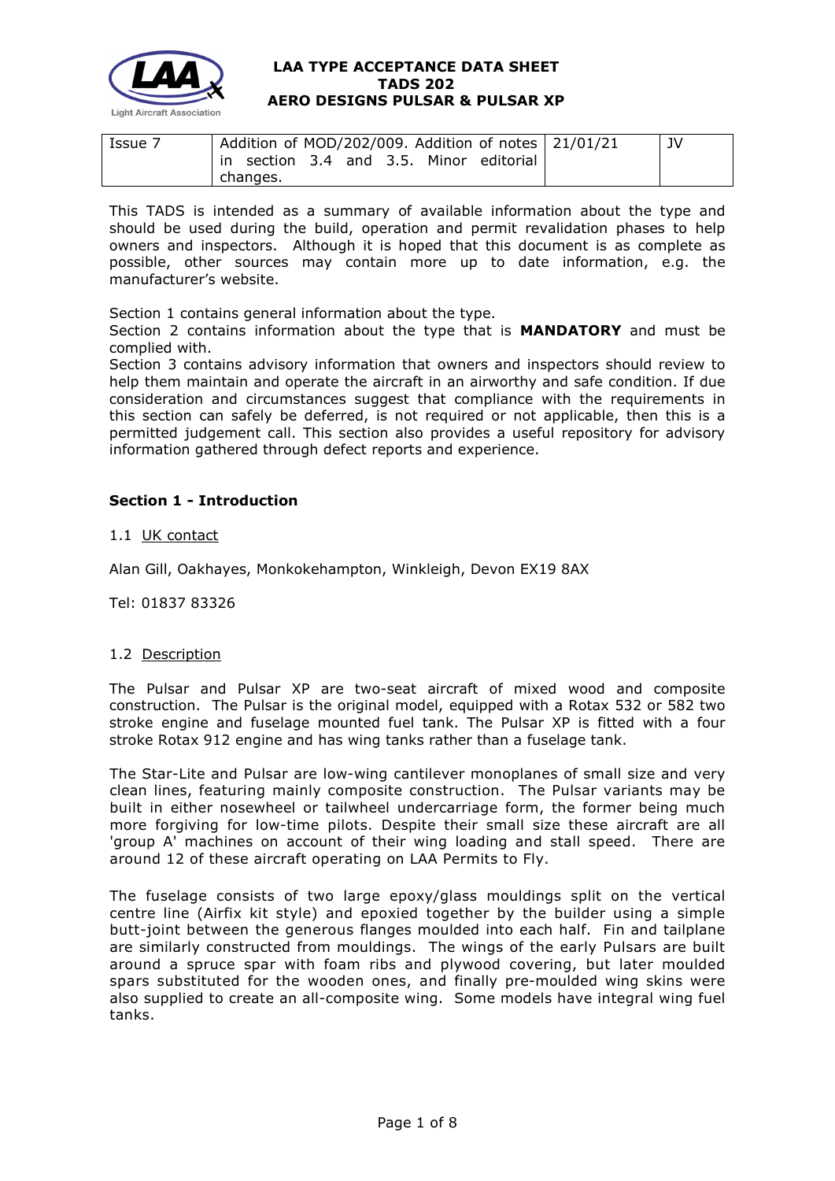**LAA TYPE ACCEPTANCE DATA SHEET**
**TADS 202**
**AERO DESIGNS PULSAR & PULSAR XP**

| Issue 7 | Addition of MOD/202/009. Addition of notes in section 3.4 and 3.5. Minor editorial changes. | 21/01/21 | JV |
|---|---|---|---|

This TADS is intended as a summary of available information about the type and should be used during the build, operation and permit revalidation phases to help owners and inspectors. Although it is hoped that this document is as complete as possible, other sources may contain more up to date information, e.g. the manufacturer's website.

Section 1 contains general information about the type.
Section 2 contains information about the type that is **MANDATORY** and must be complied with.
Section 3 contains advisory information that owners and inspectors should review to help them maintain and operate the aircraft in an airworthy and safe condition. If due consideration and circumstances suggest that compliance with the requirements in this section can safely be deferred, is not required or not applicable, then this is a permitted judgement call. This section also provides a useful repository for advisory information gathered through defect reports and experience.

## Section 1 - Introduction

### 1.1 UK contact

Alan Gill, Oakhayes, Monkokehampton, Winkleigh, Devon EX19 8AX

Tel: 01837 83326

### 1.2 Description

The Pulsar and Pulsar XP are two-seat aircraft of mixed wood and composite construction. The Pulsar is the original model, equipped with a Rotax 532 or 582 two stroke engine and fuselage mounted fuel tank. The Pulsar XP is fitted with a four stroke Rotax 912 engine and has wing tanks rather than a fuselage tank.

The Star-Lite and Pulsar are low-wing cantilever monoplanes of small size and very clean lines, featuring mainly composite construction. The Pulsar variants may be built in either nosewheel or tailwheel undercarriage form, the former being much more forgiving for low-time pilots. Despite their small size these aircraft are all 'group A' machines on account of their wing loading and stall speed. There are around 12 of these aircraft operating on LAA Permits to Fly.

The fuselage consists of two large epoxy/glass mouldings split on the vertical centre line (Airfix kit style) and epoxied together by the builder using a simple butt-joint between the generous flanges moulded into each half. Fin and tailplane are similarly constructed from mouldings. The wings of the early Pulsars are built around a spruce spar with foam ribs and plywood covering, but later moulded spars substituted for the wooden ones, and finally pre-moulded wing skins were also supplied to create an all-composite wing. Some models have integral wing fuel tanks.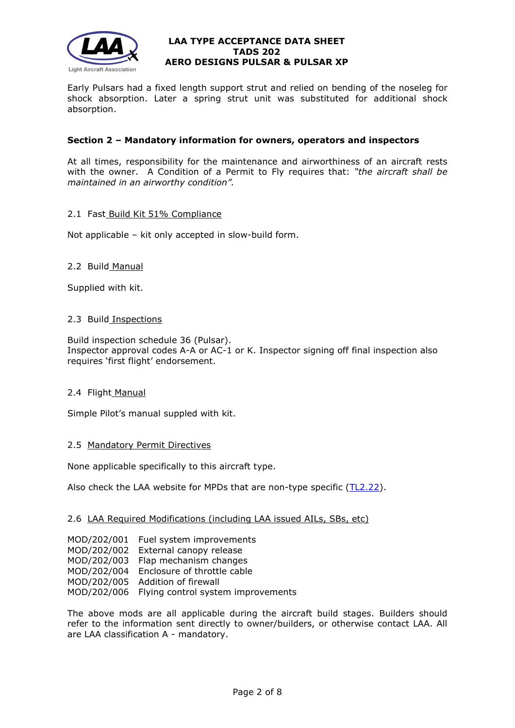Early Pulsars had a fixed length support strut and relied on bending of the noseleg for shock absorption. Later a spring strut unit was substituted for additional shock absorption.

## Section 2 – Mandatory information for owners, operators and inspectors

At all times, responsibility for the maintenance and airworthiness of an aircraft rests with the owner. A Condition of a Permit to Fly requires that: *"the aircraft shall be maintained in an airworthy condition".*

### 2.1 Fast Build Kit 51% Compliance

Not applicable – kit only accepted in slow-build form.

### 2.2 Build Manual

Supplied with kit.

### 2.3 Build Inspections

Build inspection schedule 36 (Pulsar).
Inspector approval codes A-A or AC-1 or K. Inspector signing off final inspection also requires 'first flight' endorsement.

### 2.4 Flight Manual

Simple Pilot's manual suppled with kit.

### 2.5 Mandatory Permit Directives

None applicable specifically to this aircraft type.

Also check the LAA website for MPDs that are non-type specific (TL2.22).

### 2.6 LAA Required Modifications (including LAA issued AILs, SBs, etc)

MOD/202/001 Fuel system improvements
MOD/202/002 External canopy release
MOD/202/003 Flap mechanism changes
MOD/202/004 Enclosure of throttle cable
MOD/202/005 Addition of firewall
MOD/202/006 Flying control system improvements

The above mods are all applicable during the aircraft build stages. Builders should refer to the information sent directly to owner/builders, or otherwise contact LAA. All are LAA classification A - mandatory.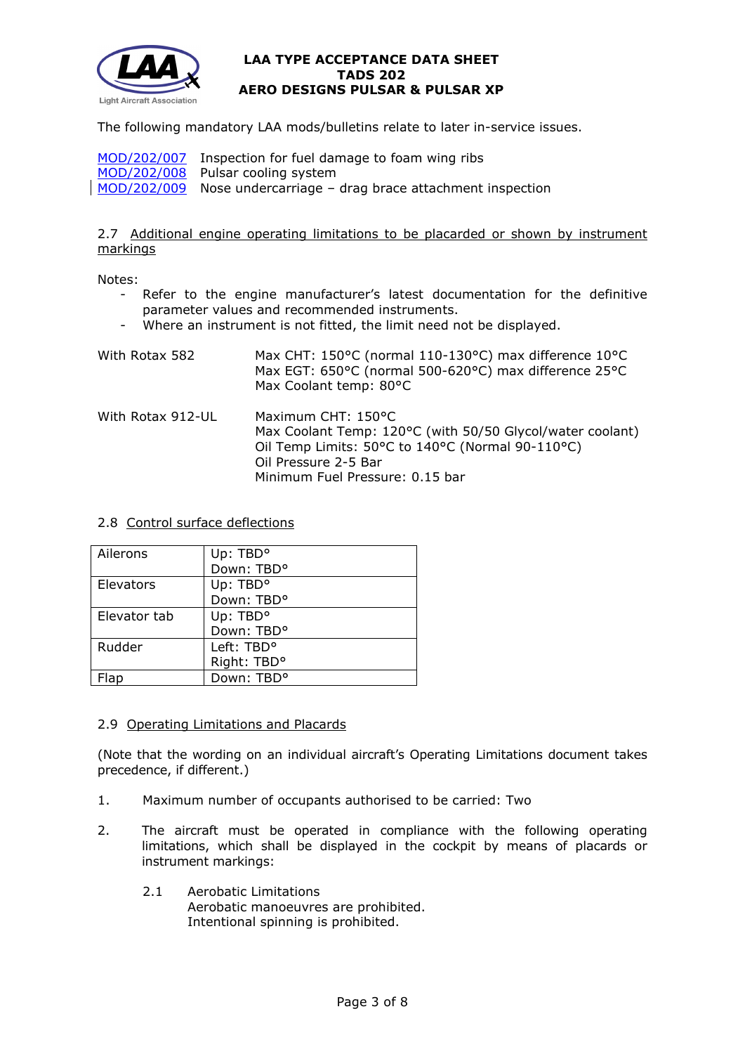The following mandatory LAA mods/bulletins relate to later in-service issues.

| | |
|---|---|
| MOD/202/007 | Inspection for fuel damage to foam wing ribs |
| MOD/202/008 | Pulsar cooling system |
| MOD/202/009 | Nose undercarriage – drag brace attachment inspection |

2.7 Additional engine operating limitations to be placarded or shown by instrument markings

Notes:
- Refer to the engine manufacturer's latest documentation for the definitive parameter values and recommended instruments.
- Where an instrument is not fitted, the limit need not be displayed.

With Rotax 582

Max CHT: 150°C (normal 110-130°C) max difference 10°C
Max EGT: 650°C (normal 500-620°C) max difference 25°C
Max Coolant temp: 80°C

With Rotax 912-UL

Maximum CHT: 150°C
Max Coolant Temp: 120°C (with 50/50 Glycol/water coolant)
Oil Temp Limits: 50°C to 140°C (Normal 90-110°C)
Oil Pressure 2-5 Bar
Minimum Fuel Pressure: 0.15 bar

2.8 Control surface deflections

| | |
|---|---|
| Ailerons | Up: TBD°<br>Down: TBD° |
| Elevators | Up: TBD°<br>Down: TBD° |
| Elevator tab | Up: TBD°<br>Down: TBD° |
| Rudder | Left: TBD°<br>Right: TBD° |
| Flap | Down: TBD° |

2.9 Operating Limitations and Placards

(Note that the wording on an individual aircraft's Operating Limitations document takes precedence, if different.)

1. Maximum number of occupants authorised to be carried: Two

2. The aircraft must be operated in compliance with the following operating limitations, which shall be displayed in the cockpit by means of placards or instrument markings:

   2.1 Aerobatic Limitations
   Aerobatic manoeuvres are prohibited.
   Intentional spinning is prohibited.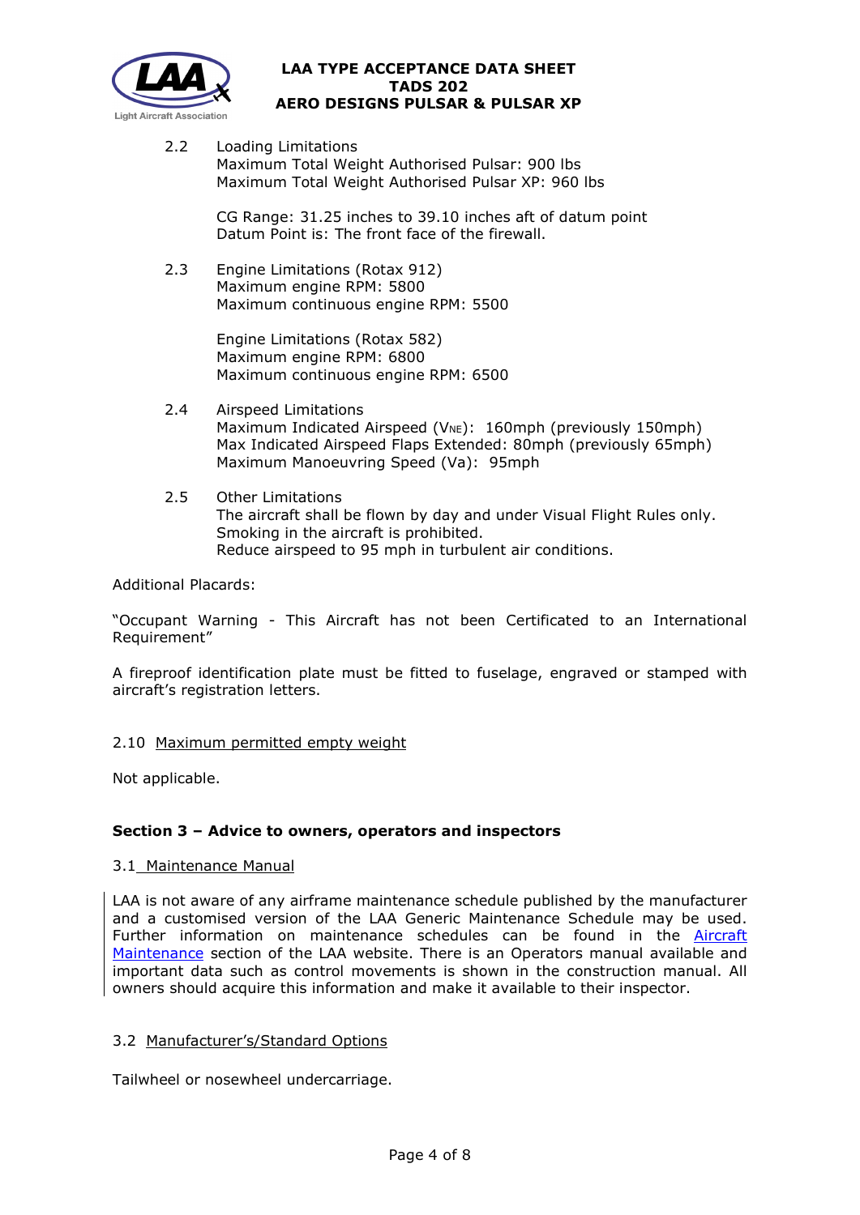2.2 Loading Limitations
Maximum Total Weight Authorised Pulsar: 900 lbs
Maximum Total Weight Authorised Pulsar XP: 960 lbs

CG Range: 31.25 inches to 39.10 inches aft of datum point
Datum Point is: The front face of the firewall.

2.3 Engine Limitations (Rotax 912)
Maximum engine RPM: 5800
Maximum continuous engine RPM: 5500

Engine Limitations (Rotax 582)
Maximum engine RPM: 6800
Maximum continuous engine RPM: 6500

2.4 Airspeed Limitations
Maximum Indicated Airspeed ($V_{NE}$): 160mph (previously 150mph)
Max Indicated Airspeed Flaps Extended: 80mph (previously 65mph)
Maximum Manoeuvring Speed (Va): 95mph

2.5 Other Limitations
The aircraft shall be flown by day and under Visual Flight Rules only.
Smoking in the aircraft is prohibited.
Reduce airspeed to 95 mph in turbulent air conditions.

Additional Placards:

"Occupant Warning - This Aircraft has not been Certificated to an International Requirement"

A fireproof identification plate must be fitted to fuselage, engraved or stamped with aircraft's registration letters.

2.10 Maximum permitted empty weight

Not applicable.

## Section 3 – Advice to owners, operators and inspectors

3.1 Maintenance Manual

LAA is not aware of any airframe maintenance schedule published by the manufacturer and a customised version of the LAA Generic Maintenance Schedule may be used. Further information on maintenance schedules can be found in the Aircraft Maintenance section of the LAA website. There is an Operators manual available and important data such as control movements is shown in the construction manual. All owners should acquire this information and make it available to their inspector.

3.2 Manufacturer's/Standard Options

Tailwheel or nosewheel undercarriage.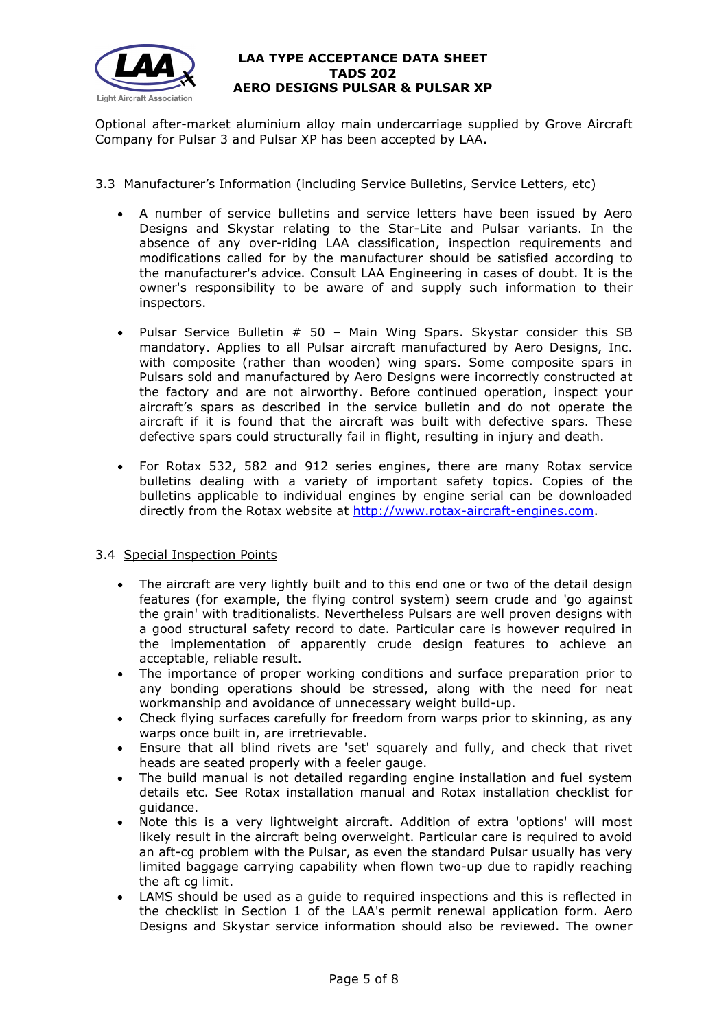Optional after-market aluminium alloy main undercarriage supplied by Grove Aircraft Company for Pulsar 3 and Pulsar XP has been accepted by LAA.

### 3.3 Manufacturer's Information (including Service Bulletins, Service Letters, etc)

- A number of service bulletins and service letters have been issued by Aero Designs and Skystar relating to the Star-Lite and Pulsar variants. In the absence of any over-riding LAA classification, inspection requirements and modifications called for by the manufacturer should be satisfied according to the manufacturer's advice. Consult LAA Engineering in cases of doubt. It is the owner's responsibility to be aware of and supply such information to their inspectors.
- Pulsar Service Bulletin # 50 – Main Wing Spars. Skystar consider this SB mandatory. Applies to all Pulsar aircraft manufactured by Aero Designs, Inc. with composite (rather than wooden) wing spars. Some composite spars in Pulsars sold and manufactured by Aero Designs were incorrectly constructed at the factory and are not airworthy. Before continued operation, inspect your aircraft's spars as described in the service bulletin and do not operate the aircraft if it is found that the aircraft was built with defective spars. These defective spars could structurally fail in flight, resulting in injury and death.
- For Rotax 532, 582 and 912 series engines, there are many Rotax service bulletins dealing with a variety of important safety topics. Copies of the bulletins applicable to individual engines by engine serial can be downloaded directly from the Rotax website at [http://www.rotax-aircraft-engines.com](http://www.rotax-aircraft-engines.com).

### 3.4 Special Inspection Points

- The aircraft are very lightly built and to this end one or two of the detail design features (for example, the flying control system) seem crude and 'go against the grain' with traditionalists. Nevertheless Pulsars are well proven designs with a good structural safety record to date. Particular care is however required in the implementation of apparently crude design features to achieve an acceptable, reliable result.
- The importance of proper working conditions and surface preparation prior to any bonding operations should be stressed, along with the need for neat workmanship and avoidance of unnecessary weight build-up.
- Check flying surfaces carefully for freedom from warps prior to skinning, as any warps once built in, are irretrievable.
- Ensure that all blind rivets are 'set' squarely and fully, and check that rivet heads are seated properly with a feeler gauge.
- The build manual is not detailed regarding engine installation and fuel system details etc. See Rotax installation manual and Rotax installation checklist for guidance.
- Note this is a very lightweight aircraft. Addition of extra 'options' will most likely result in the aircraft being overweight. Particular care is required to avoid an aft-cg problem with the Pulsar, as even the standard Pulsar usually has very limited baggage carrying capability when flown two-up due to rapidly reaching the aft cg limit.
- LAMS should be used as a guide to required inspections and this is reflected in the checklist in Section 1 of the LAA's permit renewal application form. Aero Designs and Skystar service information should also be reviewed. The owner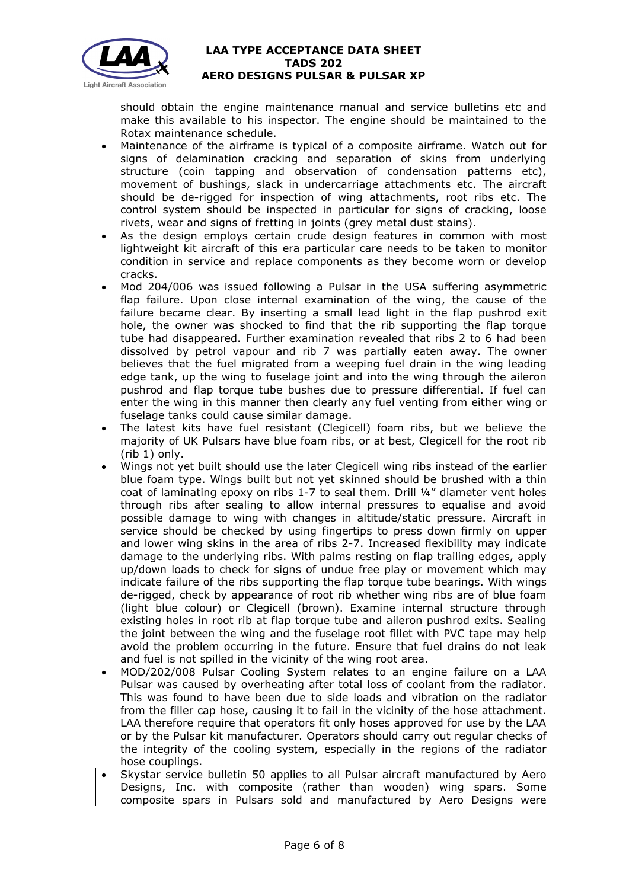should obtain the engine maintenance manual and service bulletins etc and make this available to his inspector. The engine should be maintained to the Rotax maintenance schedule.

- Maintenance of the airframe is typical of a composite airframe. Watch out for signs of delamination cracking and separation of skins from underlying structure (coin tapping and observation of condensation patterns etc), movement of bushings, slack in undercarriage attachments etc. The aircraft should be de-rigged for inspection of wing attachments, root ribs etc. The control system should be inspected in particular for signs of cracking, loose rivets, wear and signs of fretting in joints (grey metal dust stains).
- As the design employs certain crude design features in common with most lightweight kit aircraft of this era particular care needs to be taken to monitor condition in service and replace components as they become worn or develop cracks.
- Mod 204/006 was issued following a Pulsar in the USA suffering asymmetric flap failure. Upon close internal examination of the wing, the cause of the failure became clear. By inserting a small lead light in the flap pushrod exit hole, the owner was shocked to find that the rib supporting the flap torque tube had disappeared. Further examination revealed that ribs 2 to 6 had been dissolved by petrol vapour and rib 7 was partially eaten away. The owner believes that the fuel migrated from a weeping fuel drain in the wing leading edge tank, up the wing to fuselage joint and into the wing through the aileron pushrod and flap torque tube bushes due to pressure differential. If fuel can enter the wing in this manner then clearly any fuel venting from either wing or fuselage tanks could cause similar damage.
- The latest kits have fuel resistant (Clegicell) foam ribs, but we believe the majority of UK Pulsars have blue foam ribs, or at best, Clegicell for the root rib (rib 1) only.
- Wings not yet built should use the later Clegicell wing ribs instead of the earlier blue foam type. Wings built but not yet skinned should be brushed with a thin coat of laminating epoxy on ribs 1-7 to seal them. Drill ¼" diameter vent holes through ribs after sealing to allow internal pressures to equalise and avoid possible damage to wing with changes in altitude/static pressure. Aircraft in service should be checked by using fingertips to press down firmly on upper and lower wing skins in the area of ribs 2-7. Increased flexibility may indicate damage to the underlying ribs. With palms resting on flap trailing edges, apply up/down loads to check for signs of undue free play or movement which may indicate failure of the ribs supporting the flap torque tube bearings. With wings de-rigged, check by appearance of root rib whether wing ribs are of blue foam (light blue colour) or Clegicell (brown). Examine internal structure through existing holes in root rib at flap torque tube and aileron pushrod exits. Sealing the joint between the wing and the fuselage root fillet with PVC tape may help avoid the problem occurring in the future. Ensure that fuel drains do not leak and fuel is not spilled in the vicinity of the wing root area.
- MOD/202/008 Pulsar Cooling System relates to an engine failure on a LAA Pulsar was caused by overheating after total loss of coolant from the radiator. This was found to have been due to side loads and vibration on the radiator from the filler cap hose, causing it to fail in the vicinity of the hose attachment. LAA therefore require that operators fit only hoses approved for use by the LAA or by the Pulsar kit manufacturer. Operators should carry out regular checks of the integrity of the cooling system, especially in the regions of the radiator hose couplings.
- Skystar service bulletin 50 applies to all Pulsar aircraft manufactured by Aero Designs, Inc. with composite (rather than wooden) wing spars. Some composite spars in Pulsars sold and manufactured by Aero Designs were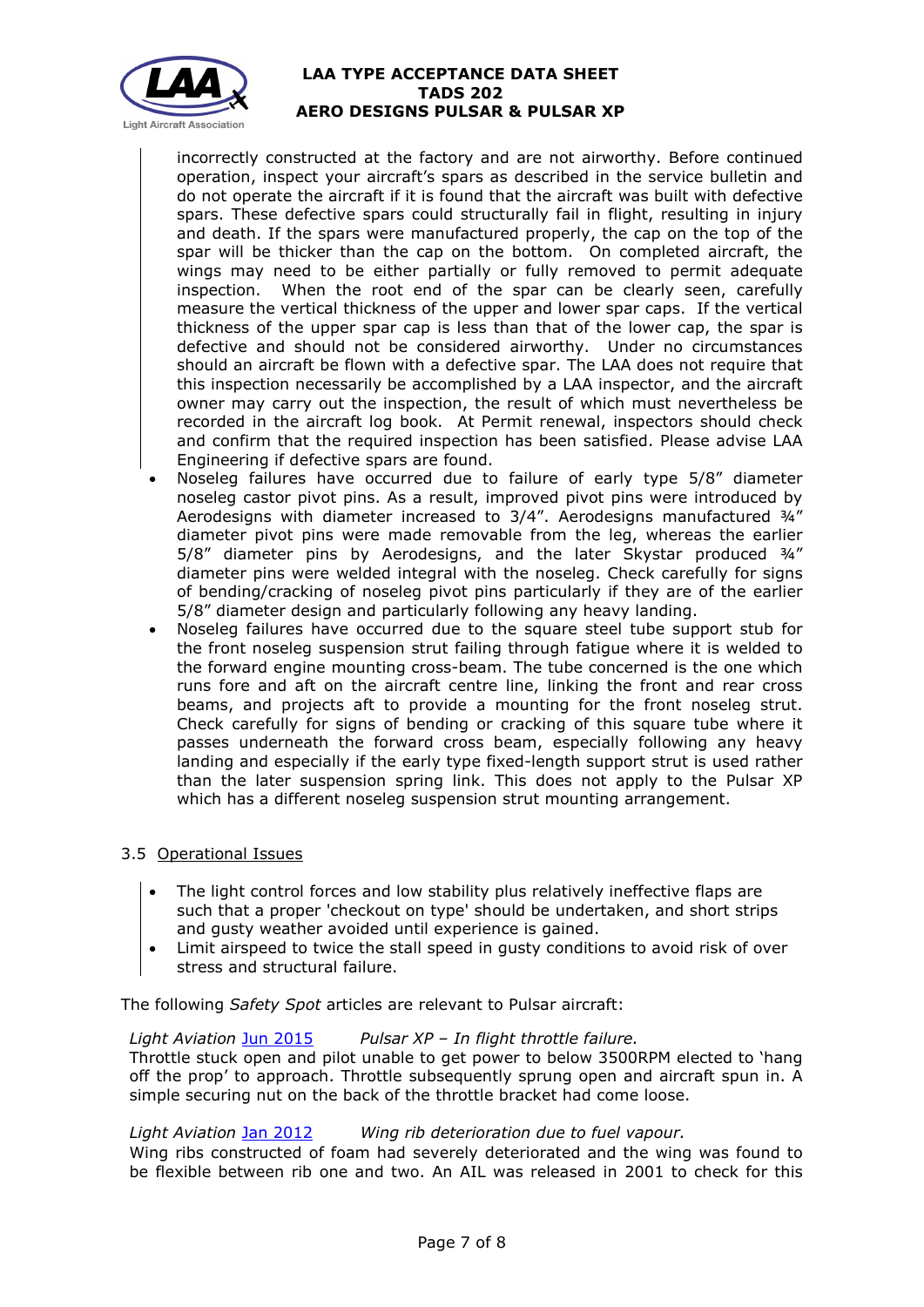incorrectly constructed at the factory and are not airworthy. Before continued operation, inspect your aircraft's spars as described in the service bulletin and do not operate the aircraft if it is found that the aircraft was built with defective spars. These defective spars could structurally fail in flight, resulting in injury and death. If the spars were manufactured properly, the cap on the top of the spar will be thicker than the cap on the bottom. On completed aircraft, the wings may need to be either partially or fully removed to permit adequate inspection. When the root end of the spar can be clearly seen, carefully measure the vertical thickness of the upper and lower spar caps. If the vertical thickness of the upper spar cap is less than that of the lower cap, the spar is defective and should not be considered airworthy. Under no circumstances should an aircraft be flown with a defective spar. The LAA does not require that this inspection necessarily be accomplished by a LAA inspector, and the aircraft owner may carry out the inspection, the result of which must nevertheless be recorded in the aircraft log book. At Permit renewal, inspectors should check and confirm that the required inspection has been satisfied. Please advise LAA Engineering if defective spars are found.

- Noseleg failures have occurred due to failure of early type 5/8" diameter noseleg castor pivot pins. As a result, improved pivot pins were introduced by Aerodesigns with diameter increased to 3/4". Aerodesigns manufactured ¾" diameter pivot pins were made removable from the leg, whereas the earlier 5/8" diameter pins by Aerodesigns, and the later Skystar produced ¾" diameter pins were welded integral with the noseleg. Check carefully for signs of bending/cracking of noseleg pivot pins particularly if they are of the earlier 5/8" diameter design and particularly following any heavy landing.
- Noseleg failures have occurred due to the square steel tube support stub for the front noseleg suspension strut failing through fatigue where it is welded to the forward engine mounting cross-beam. The tube concerned is the one which runs fore and aft on the aircraft centre line, linking the front and rear cross beams, and projects aft to provide a mounting for the front noseleg strut. Check carefully for signs of bending or cracking of this square tube where it passes underneath the forward cross beam, especially following any heavy landing and especially if the early type fixed-length support strut is used rather than the later suspension spring link. This does not apply to the Pulsar XP which has a different noseleg suspension strut mounting arrangement.

### 3.5 Operational Issues

- The light control forces and low stability plus relatively ineffective flaps are such that a proper 'checkout on type' should be undertaken, and short strips and gusty weather avoided until experience is gained.
- Limit airspeed to twice the stall speed in gusty conditions to avoid risk of over stress and structural failure.

The following *Safety Spot* articles are relevant to Pulsar aircraft:

*Light Aviation* Jun 2015 *Pulsar XP – In flight throttle failure.*
Throttle stuck open and pilot unable to get power to below 3500RPM elected to 'hang off the prop' to approach. Throttle subsequently sprung open and aircraft spun in. A simple securing nut on the back of the throttle bracket had come loose.

*Light Aviation* Jan 2012 *Wing rib deterioration due to fuel vapour.*
Wing ribs constructed of foam had severely deteriorated and the wing was found to be flexible between rib one and two. An AIL was released in 2001 to check for this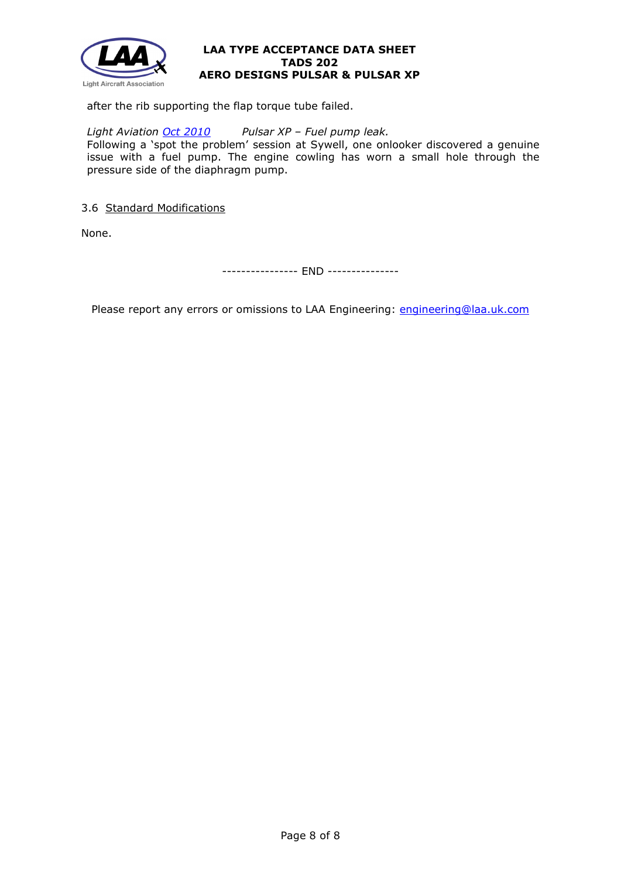after the rib supporting the flap torque tube failed.

*Light Aviation Oct 2010* *Pulsar XP – Fuel pump leak.*
Following a 'spot the problem' session at Sywell, one onlooker discovered a genuine issue with a fuel pump. The engine cowling has worn a small hole through the pressure side of the diaphragm pump.

### 3.6 Standard Modifications

None.

---------------- END ---------------

Please report any errors or omissions to LAA Engineering: engineering@laa.uk.com